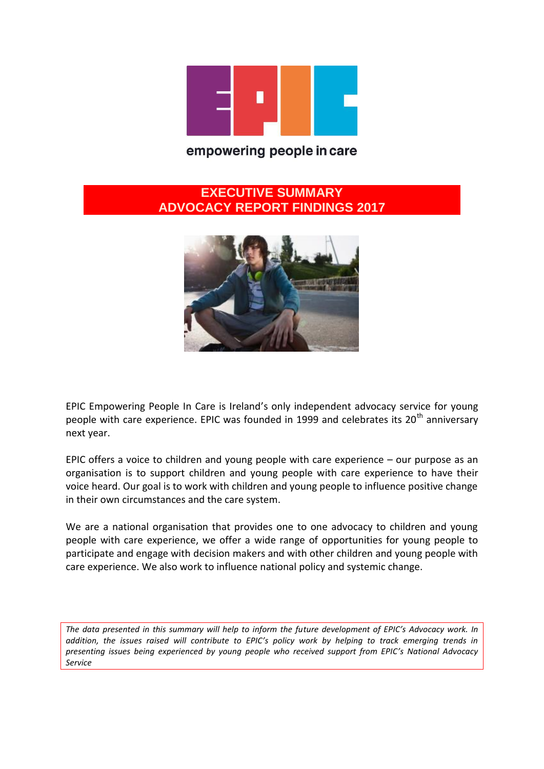empowering people in care

# EXECUTIVE SUMMARY
# ADVOCACY REPORT FINDINGS 2017

EPIC Empowering People In Care is Ireland's only independent advocacy service for young people with care experience. EPIC was founded in 1999 and celebrates its 20th anniversary next year.

EPIC offers a voice to children and young people with care experience – our purpose as an organisation is to support children and young people with care experience to have their voice heard. Our goal is to work with children and young people to influence positive change in their own circumstances and the care system.

We are a national organisation that provides one to one advocacy to children and young people with care experience, we offer a wide range of opportunities for young people to participate and engage with decision makers and with other children and young people with care experience. We also work to influence national policy and systemic change.

*The data presented in this summary will help to inform the future development of EPIC's Advocacy work. In addition, the issues raised will contribute to EPIC's policy work by helping to track emerging trends in presenting issues being experienced by young people who received support from EPIC's National Advocacy Service*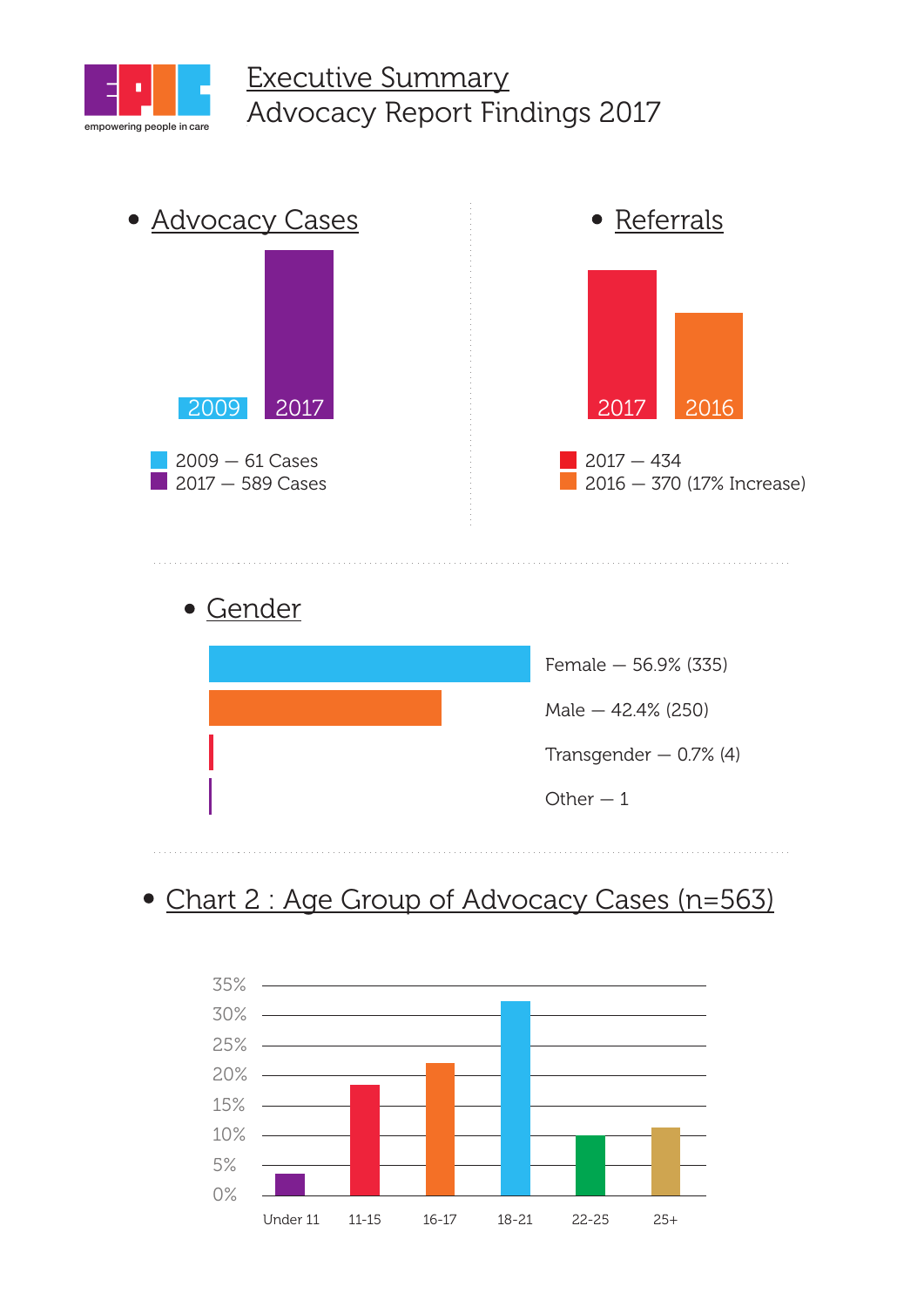# Executive Summary
## Advocacy Report Findings 2017

### Advocacy Cases

- 2009 — 61 Cases
- 2017 — 589 Cases

### Referrals

- 2017 — 434
- 2016 — 370 (17% Increase)

### Gender

- Female — 56.9% (335)
- Male — 42.4% (250)
- Transgender — 0.7% (4)
- Other — 1

### Chart 2 : Age Group of Advocacy Cases (n=563)

Age groups: Under 11, 11-15, 16-17, 18-21, 22-25, 25+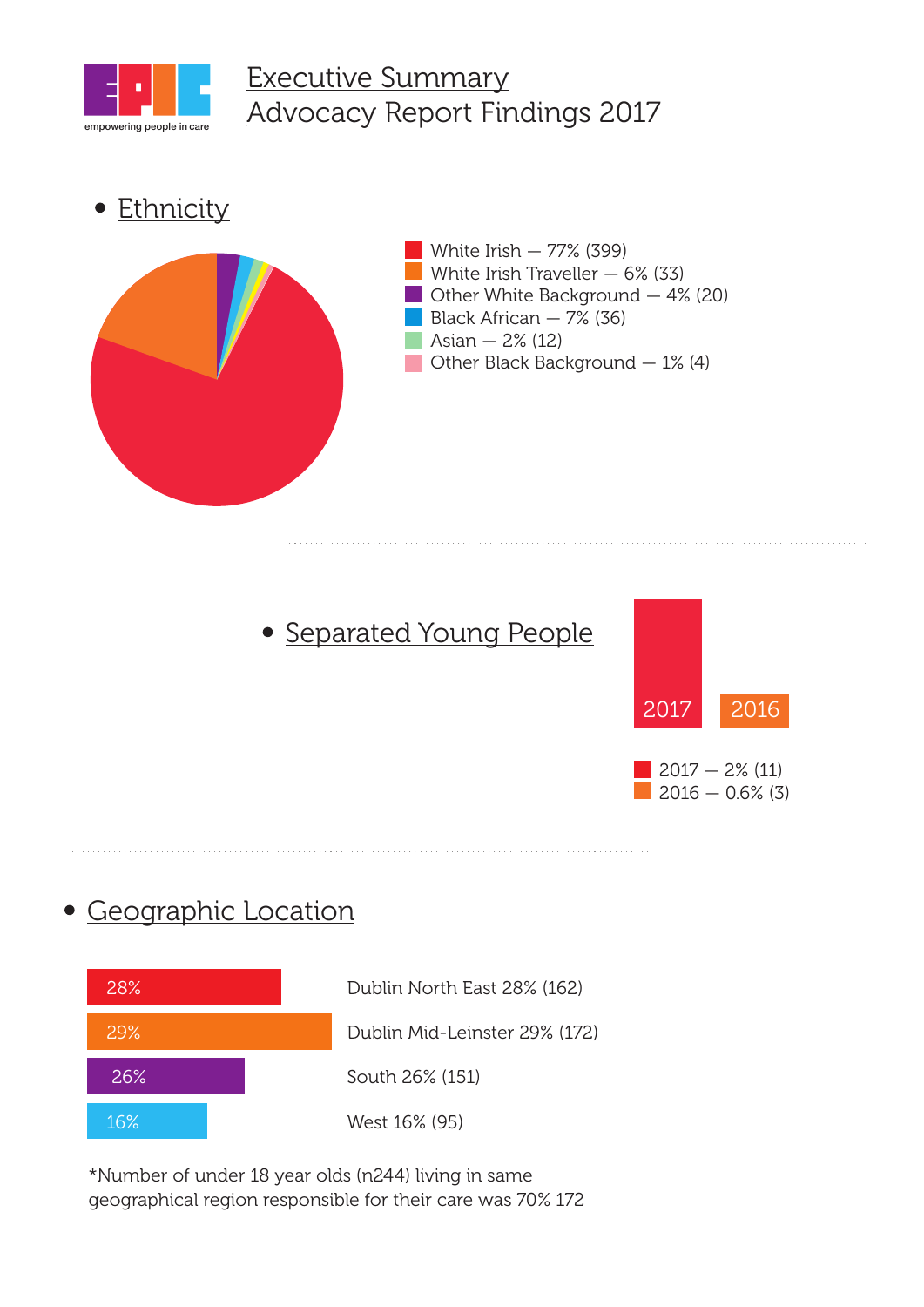# Executive Summary
## Advocacy Report Findings 2017

- **Ethnicity**

- White Irish — 77% (399)
- White Irish Traveller — 6% (33)
- Other White Background — 4% (20)
- Black African — 7% (36)
- Asian — 2% (12)
- Other Black Background — 1% (4)

- **Separated Young People**

- 2017 — 2% (11)
- 2016 — 0.6% (3)

- **Geographic Location**

- Dublin North East 28% (162)
- Dublin Mid-Leinster 29% (172)
- South 26% (151)
- West 16% (95)

*Number of under 18 year olds (n244) living in same geographical region responsible for their care was 70% 172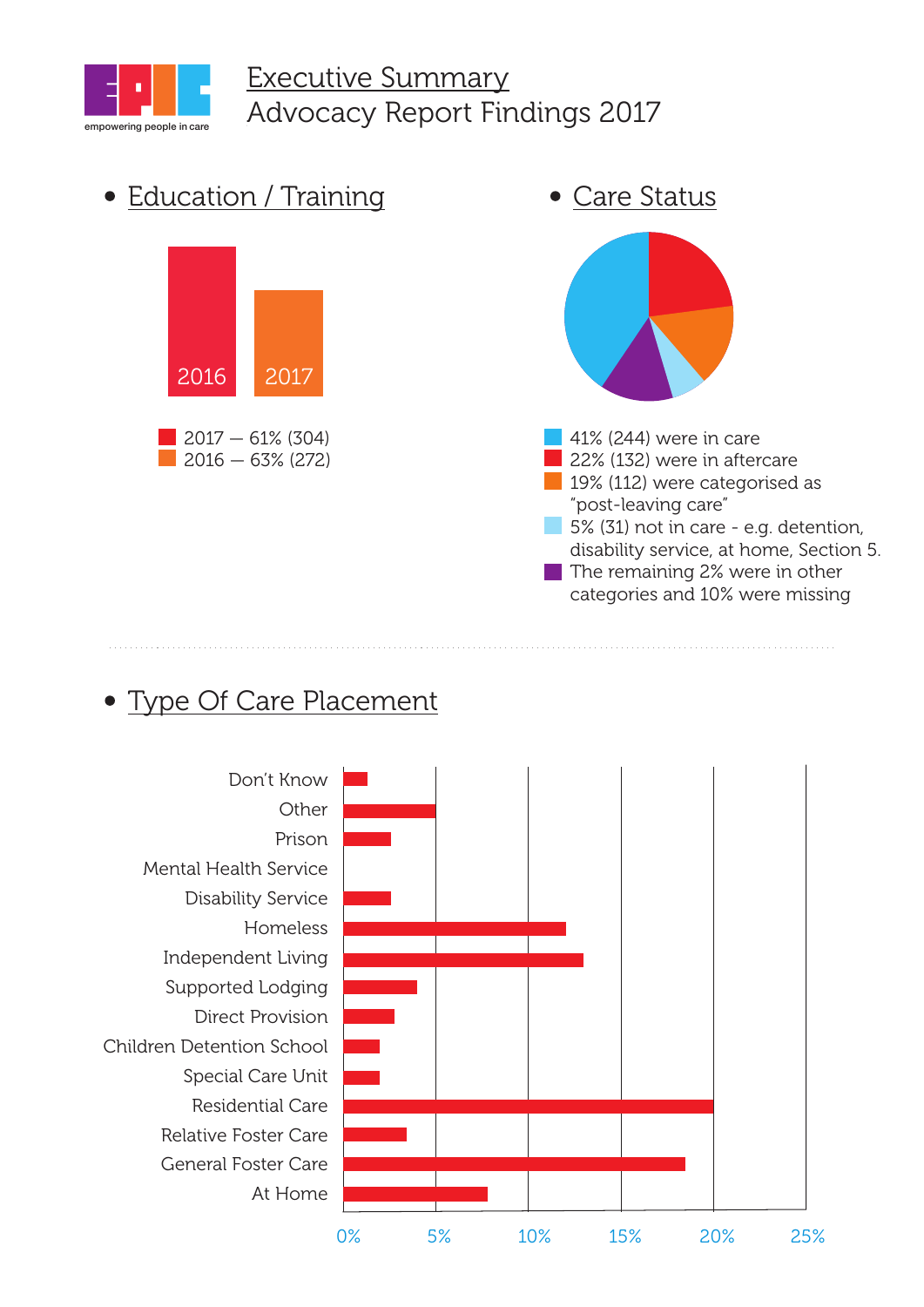# Executive Summary
# Advocacy Report Findings 2017

## • Education / Training

2016 2017

- 2017 — 61% (304)
- 2016 — 63% (272)

## • Care Status

- 41% (244) were in care
- 22% (132) were in aftercare
- 19% (112) were categorised as "post-leaving care"
- 5% (31) not in care - e.g. detention, disability service, at home, Section 5.
- The remaining 2% were in other categories and 10% were missing

## • Type Of Care Placement

Don't Know
Other
Prison
Mental Health Service
Disability Service
Homeless
Independent Living
Supported Lodging
Direct Provision
Children Detention School
Special Care Unit
Residential Care
Relative Foster Care
General Foster Care
At Home

0% 5% 10% 15% 20% 25%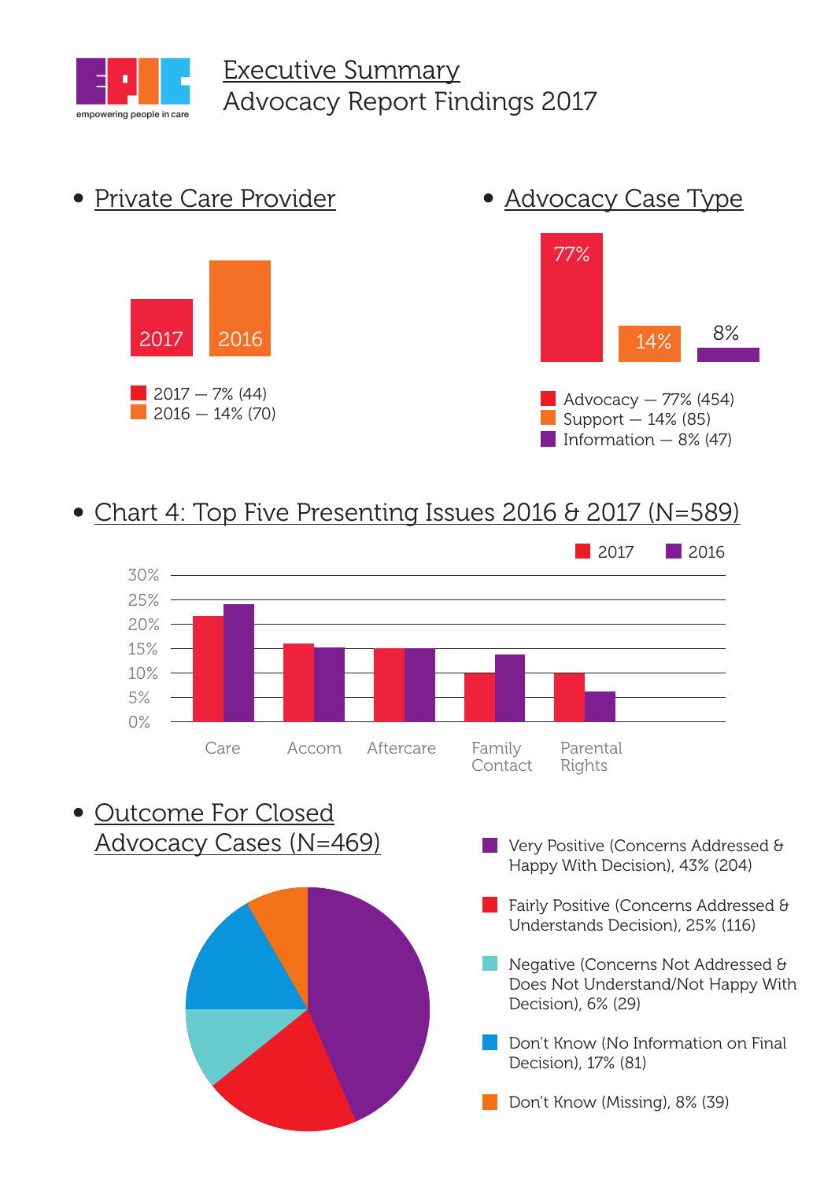# Executive Summary
# Advocacy Report Findings 2017

- **Private Care Provider**

2017 — 7% (44)
2016 — 14% (70)

- **Advocacy Case Type**

Advocacy — 77% (454)
Support — 14% (85)
Information — 8% (47)

- **Chart 4: Top Five Presenting Issues 2016 & 2017 (N=589)**

Care, Accom, Aftercare, Family Contact, Parental Rights

- **Outcome For Closed Advocacy Cases (N=469)**

Very Positive (Concerns Addressed & Happy With Decision), 43% (204)

Fairly Positive (Concerns Addressed & Understands Decision), 25% (116)

Negative (Concerns Not Addressed & Does Not Understand/Not Happy With Decision), 6% (29)

Don't Know (No Information on Final Decision), 17% (81)

Don't Know (Missing), 8% (39)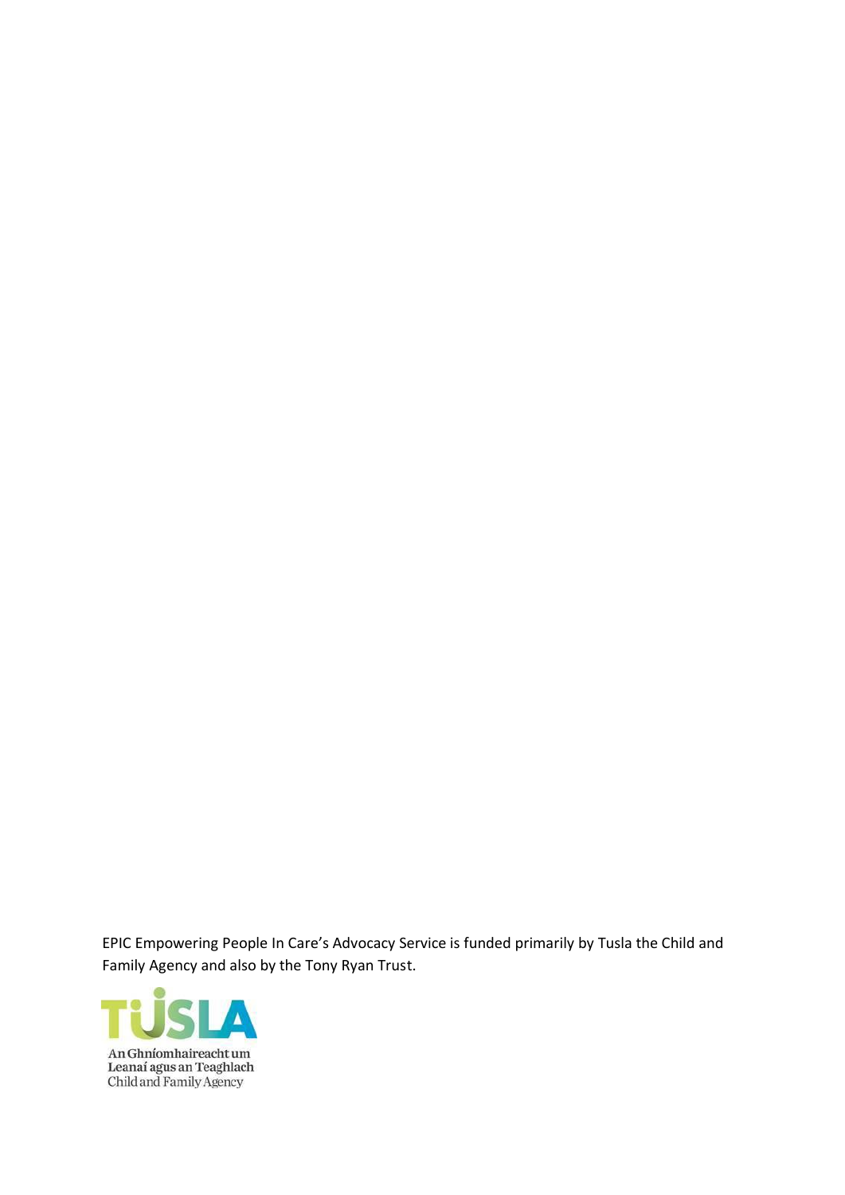EPIC Empowering People In Care's Advocacy Service is funded primarily by Tusla the Child and Family Agency and also by the Tony Ryan Trust.

TUSLA

An Ghníomhaireacht um Leanaí agus an Teaghlach

Child and Family Agency